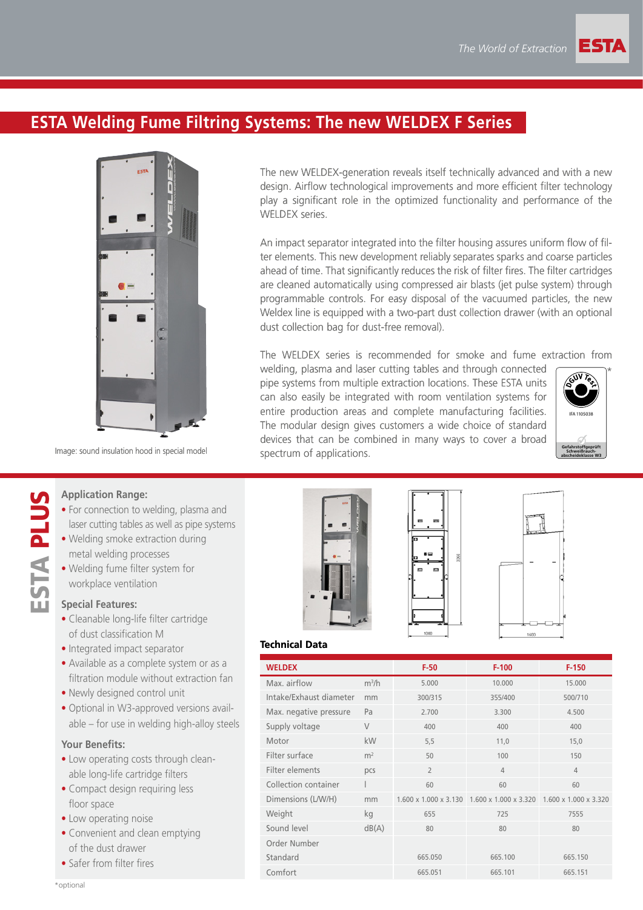# ESTA Welding Fume Filtring Systems: The new WELDEX F Series

Image: sound insulation hood in special model

The new WELDEX-generation reveals itself technically advanced and with a new design. Airflow technological improvements and more efficient filter technology play a significant role in the optimized functionality and performance of the WELDEX series.

An impact separator integrated into the filter housing assures uniform flow of filter elements. This new development reliably separates sparks and coarse particles ahead of time. That significantly reduces the risk of filter fires. The filter cartridges are cleaned automatically using compressed air blasts (jet pulse system) through programmable controls. For easy disposal of the vacuumed particles, the new Weldex line is equipped with a two-part dust collection drawer (with an optional dust collection bag for dust-free removal).

The WELDEX series is recommended for smoke and fume extraction from welding, plasma and laser cutting tables and through connected pipe systems from multiple extraction locations. These ESTA units can also easily be integrated with room ventilation systems for entire production areas and complete manufacturing facilities. The modular design gives customers a wide choice of standard devices that can be combined in many ways to cover a broad spectrum of applications.

DGUV Test* IFA 1105038 Gefahrstoffgeprüft Schweißrauchabscheideklasse W3

## ESTA PLUS

### Application Range:

- For connection to welding, plasma and laser cutting tables as well as pipe systems
- Welding smoke extraction during metal welding processes
- Welding fume filter system for workplace ventilation

### Special Features:

- Cleanable long-life filter cartridge of dust classification M
- Integrated impact separator
- Available as a complete system or as a filtration module without extraction fan
- Newly designed control unit
- Optional in W3-approved versions available – for use in welding high-alloy steels

### Your Benefits:

- Low operating costs through cleanable long-life cartridge filters
- Compact design requiring less floor space
- Low operating noise
- Convenient and clean emptying of the dust drawer
- Safer from filter fires

### Technical Data

| WELDEX | | F-50 | F-100 | F-150 |
|---|---|---|---|---|
| Max. airflow | m³/h | 5.000 | 10.000 | 15.000 |
| Intake/Exhaust diameter | mm | 300/315 | 355/400 | 500/710 |
| Max. negative pressure | Pa | 2.700 | 3.300 | 4.500 |
| Supply voltage | V | 400 | 400 | 400 |
| Motor | kW | 5,5 | 11,0 | 15,0 |
| Filter surface | m² | 50 | 100 | 150 |
| Filter elements | pcs | 2 | 4 | 4 |
| Collection container | l | 60 | 60 | 60 |
| Dimensions (L/W/H) | mm | 1.600 x 1.000 x 3.130 | 1.600 x 1.000 x 3.320 | 1.600 x 1.000 x 3.320 |
| Weight | kg | 655 | 725 | 7555 |
| Sound level | dB(A) | 80 | 80 | 80 |
| Order Number | | | | |
| Standard | | 665.050 | 665.100 | 665.150 |
| Comfort | | 665.051 | 665.101 | 665.151 |

*optional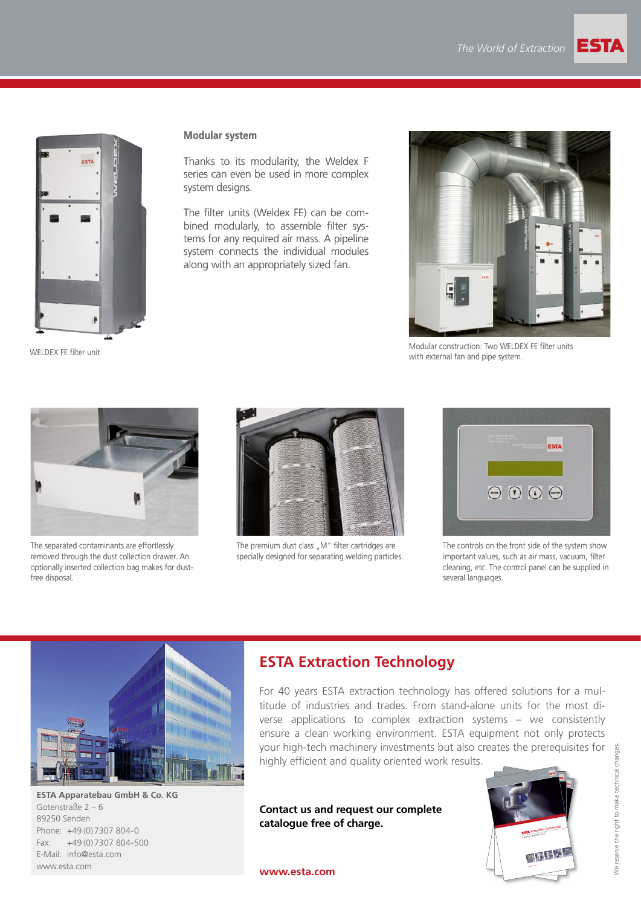WELDEX FE filter unit

## Modular system

Thanks to its modularity, the Weldex F series can even be used in more complex system designs.

The filter units (Weldex FE) can be combined modularly, to assemble filter systems for any required air mass. A pipeline system connects the individual modules along with an appropriately sized fan.

Modular construction: Two WELDEX FE filter units with external fan and pipe system.

The separated contaminants are effortlessly removed through the dust collection drawer. An optionally inserted collection bag makes for dust-free disposal.

The premium dust class „M" filter cartridges are specially designed for separating welding particles.

The controls on the front side of the system show important values, such as air mass, vacuum, filter cleaning, etc. The control panel can be supplied in several languages.

## ESTA Extraction Technology

For 40 years ESTA extraction technology has offered solutions for a multitude of industries and trades. From stand-alone units for the most diverse applications to complex extraction systems – we consistently ensure a clean working environment. ESTA equipment not only protects your high-tech machinery investments but also creates the prerequisites for highly efficient and quality oriented work results.

**ESTA Apparatebau GmbH & Co. KG**
Gotenstraße 2 – 6
89250 Senden
Phone: +49 (0) 7307 804-0
Fax: +49 (0) 7307 804-500
E-Mail: info@esta.com
www.esta.com

**Contact us and request our complete catalogue free of charge.**

**www.esta.com**

We reserve the right to make technical changes.